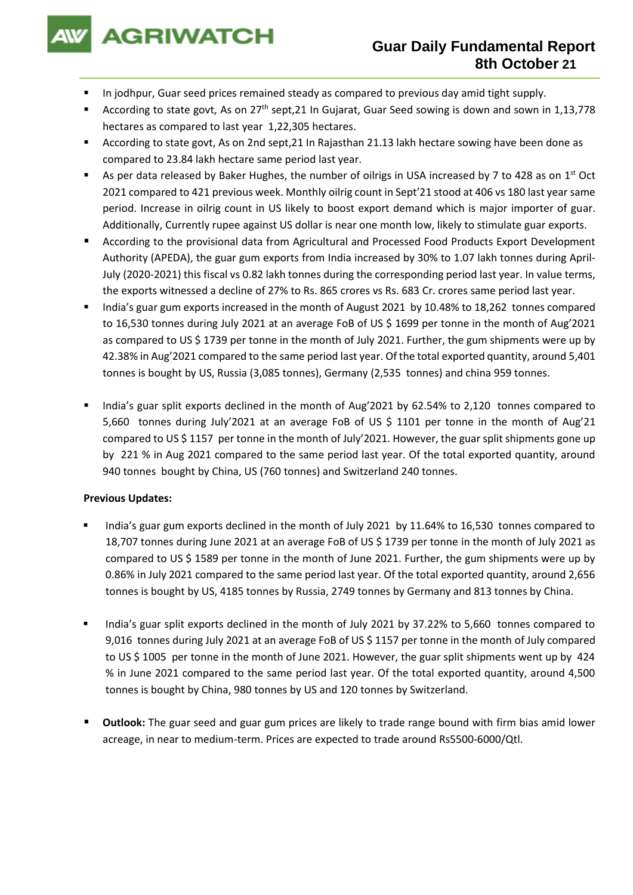# Guar Daily Fundamental Report
## 8th October 21

- In jodhpur, Guar seed prices remained steady as compared to previous day amid tight supply.
- According to state govt, As on 27th sept,21 In Gujarat, Guar Seed sowing is down and sown in 1,13,778 hectares as compared to last year 1,22,305 hectares.
- According to state govt, As on 2nd sept,21 In Rajasthan 21.13 lakh hectare sowing have been done as compared to 23.84 lakh hectare same period last year.
- As per data released by Baker Hughes, the number of oilrigs in USA increased by 7 to 428 as on 1st Oct 2021 compared to 421 previous week. Monthly oilrig count in Sept'21 stood at 406 vs 180 last year same period. Increase in oilrig count in US likely to boost export demand which is major importer of guar. Additionally, Currently rupee against US dollar is near one month low, likely to stimulate guar exports.
- According to the provisional data from Agricultural and Processed Food Products Export Development Authority (APEDA), the guar gum exports from India increased by 30% to 1.07 lakh tonnes during April-July (2020-2021) this fiscal vs 0.82 lakh tonnes during the corresponding period last year. In value terms, the exports witnessed a decline of 27% to Rs. 865 crores vs Rs. 683 Cr. crores same period last year.
- India's guar gum exports increased in the month of August 2021 by 10.48% to 18,262 tonnes compared to 16,530 tonnes during July 2021 at an average FoB of US $ 1699 per tonne in the month of Aug'2021 as compared to US $ 1739 per tonne in the month of July 2021. Further, the gum shipments were up by 42.38% in Aug'2021 compared to the same period last year. Of the total exported quantity, around 5,401 tonnes is bought by US, Russia (3,085 tonnes), Germany (2,535 tonnes) and china 959 tonnes.
- India's guar split exports declined in the month of Aug'2021 by 62.54% to 2,120 tonnes compared to 5,660 tonnes during July'2021 at an average FoB of US $ 1101 per tonne in the month of Aug'21 compared to US $ 1157 per tonne in the month of July'2021. However, the guar split shipments gone up by 221 % in Aug 2021 compared to the same period last year. Of the total exported quantity, around 940 tonnes bought by China, US (760 tonnes) and Switzerland 240 tonnes.

**Previous Updates:**

- India's guar gum exports declined in the month of July 2021 by 11.64% to 16,530 tonnes compared to 18,707 tonnes during June 2021 at an average FoB of US $ 1739 per tonne in the month of July 2021 as compared to US $ 1589 per tonne in the month of June 2021. Further, the gum shipments were up by 0.86% in July 2021 compared to the same period last year. Of the total exported quantity, around 2,656 tonnes is bought by US, 4185 tonnes by Russia, 2749 tonnes by Germany and 813 tonnes by China.
- India's guar split exports declined in the month of July 2021 by 37.22% to 5,660 tonnes compared to 9,016 tonnes during July 2021 at an average FoB of US $ 1157 per tonne in the month of July compared to US $ 1005 per tonne in the month of June 2021. However, the guar split shipments went up by 424 % in June 2021 compared to the same period last year. Of the total exported quantity, around 4,500 tonnes is bought by China, 980 tonnes by US and 120 tonnes by Switzerland.
- **Outlook:** The guar seed and guar gum prices are likely to trade range bound with firm bias amid lower acreage, in near to medium-term. Prices are expected to trade around Rs5500-6000/Qtl.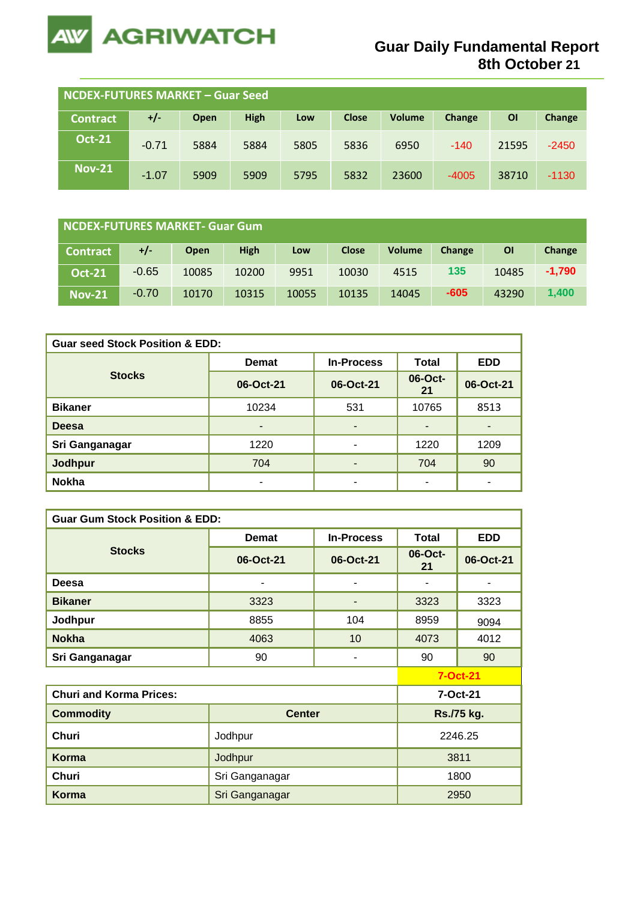# AGRIWATCH

## Guar Daily Fundamental Report
## 8th October 21

| NCDEX-FUTURES MARKET – Guar Seed | | | | | | | | | |
|---|---|---|---|---|---|---|---|---|---|
| Contract | +/- | Open | High | Low | Close | Volume | Change | OI | Change |
| Oct-21 | -0.71 | 5884 | 5884 | 5805 | 5836 | 6950 | -140 | 21595 | -2450 |
| Nov-21 | -1.07 | 5909 | 5909 | 5795 | 5832 | 23600 | -4005 | 38710 | -1130 |

| NCDEX-FUTURES MARKET- Guar Gum | | | | | | | | | |
|---|---|---|---|---|---|---|---|---|---|
| Contract | +/- | Open | High | Low | Close | Volume | Change | OI | Change |
| Oct-21 | -0.65 | 10085 | 10200 | 9951 | 10030 | 4515 | 135 | 10485 | -1,790 |
| Nov-21 | -0.70 | 10170 | 10315 | 10055 | 10135 | 14045 | -605 | 43290 | 1,400 |

| Guar seed Stock Position & EDD: | | | | |
|---|---|---|---|---|
| Stocks | Demat | In-Process | Total | EDD |
| | 06-Oct-21 | 06-Oct-21 | 06-Oct-21 | 06-Oct-21 |
| Bikaner | 10234 | 531 | 10765 | 8513 |
| Deesa | - | - | - | - |
| Sri Ganganagar | 1220 | - | 1220 | 1209 |
| Jodhpur | 704 | - | 704 | 90 |
| Nokha | - | - | - | - |

| Guar Gum Stock Position & EDD: | | | | |
|---|---|---|---|---|
| Stocks | Demat | In-Process | Total | EDD |
| | 06-Oct-21 | 06-Oct-21 | 06-Oct-21 | 06-Oct-21 |
| Deesa | - | - | - | - |
| Bikaner | 3323 | - | 3323 | 3323 |
| Jodhpur | 8855 | 104 | 8959 | 9094 |
| Nokha | 4063 | 10 | 4073 | 4012 |
| Sri Ganganagar | 90 | - | 90 | 90 |

7-Oct-21

| Churi and Korma Prices: | | 7-Oct-21 |
|---|---|---|
| Commodity | Center | Rs./75 kg. |
| Churi | Jodhpur | 2246.25 |
| Korma | Jodhpur | 3811 |
| Churi | Sri Ganganagar | 1800 |
| Korma | Sri Ganganagar | 2950 |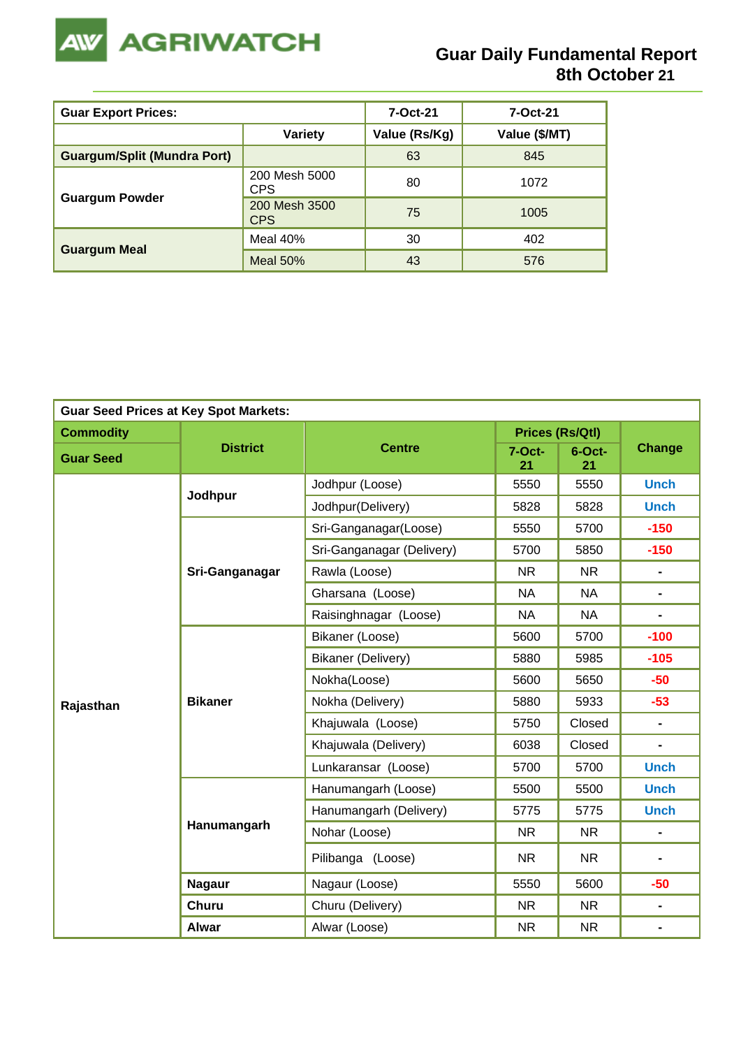# AGRIWATCH

## Guar Daily Fundamental Report
## 8th October 21

| Guar Export Prices: | | 7-Oct-21 | 7-Oct-21 |
|---|---|---|---|
| | Variety | Value (Rs/Kg) | Value ($/MT) |
| Guargum/Split (Mundra Port) | | 63 | 845 |
| Guargum Powder | 200 Mesh 5000 CPS | 80 | 1072 |
| | 200 Mesh 3500 CPS | 75 | 1005 |
| Guargum Meal | Meal 40% | 30 | 402 |
| | Meal 50% | 43 | 576 |

| Guar Seed Prices at Key Spot Markets: | | | | | |
|---|---|---|---|---|---|
| Commodity | District | Centre | Prices (Rs/Qtl) | | Change |
| Guar Seed | | | 7-Oct-21 | 6-Oct-21 | |
| Rajasthan | Jodhpur | Jodhpur (Loose) | 5550 | 5550 | Unch |
| | | Jodhpur(Delivery) | 5828 | 5828 | Unch |
| | Sri-Ganganagar | Sri-Ganganagar(Loose) | 5550 | 5700 | -150 |
| | | Sri-Ganganagar (Delivery) | 5700 | 5850 | -150 |
| | | Rawla (Loose) | NR | NR | - |
| | | Gharsana (Loose) | NA | NA | - |
| | | Raisinghnagar (Loose) | NA | NA | - |
| | Bikaner | Bikaner (Loose) | 5600 | 5700 | -100 |
| | | Bikaner (Delivery) | 5880 | 5985 | -105 |
| | | Nokha(Loose) | 5600 | 5650 | -50 |
| | | Nokha (Delivery) | 5880 | 5933 | -53 |
| | | Khajuwala (Loose) | 5750 | Closed | - |
| | | Khajuwala (Delivery) | 6038 | Closed | - |
| | | Lunkaransar (Loose) | 5700 | 5700 | Unch |
| | Hanumangarh | Hanumangarh (Loose) | 5500 | 5500 | Unch |
| | | Hanumangarh (Delivery) | 5775 | 5775 | Unch |
| | | Nohar (Loose) | NR | NR | - |
| | | Pilibanga (Loose) | NR | NR | - |
| | Nagaur | Nagaur (Loose) | 5550 | 5600 | -50 |
| | Churu | Churu (Delivery) | NR | NR | - |
| | Alwar | Alwar (Loose) | NR | NR | - |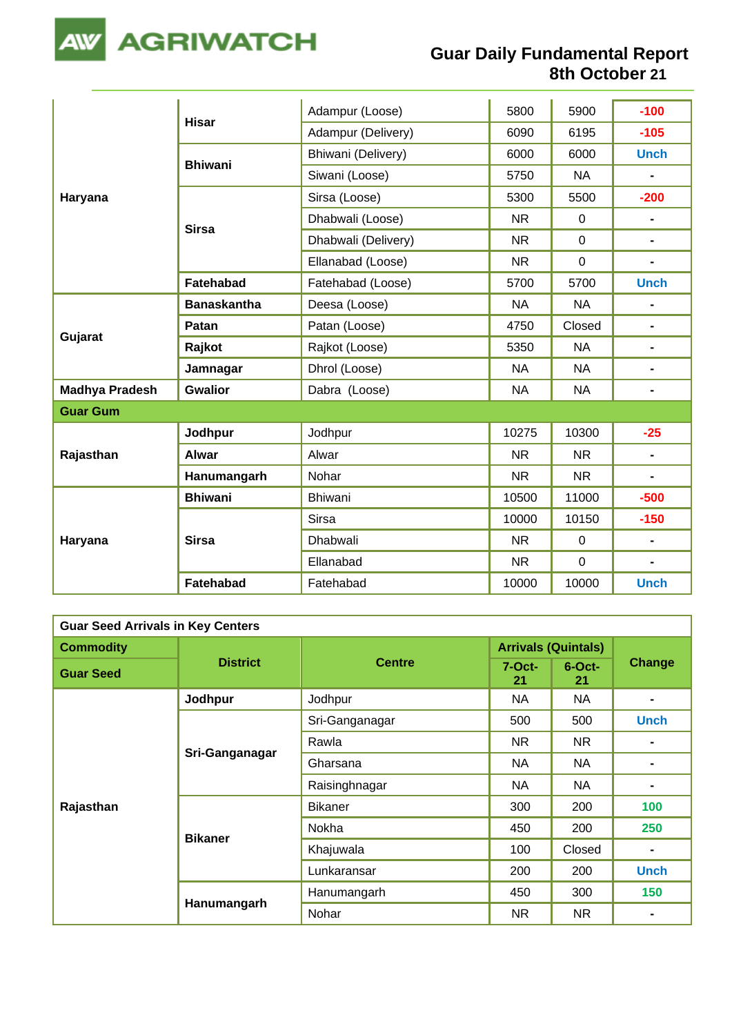| | | | | | |
|---|---|---|---|---|---|
| **Haryana** | **Hisar** | Adampur (Loose) | 5800 | 5900 | -100 |
| | | Adampur (Delivery) | 6090 | 6195 | -105 |
| | **Bhiwani** | Bhiwani (Delivery) | 6000 | 6000 | Unch |
| | | Siwani (Loose) | 5750 | NA | - |
| | **Sirsa** | Sirsa (Loose) | 5300 | 5500 | -200 |
| | | Dhabwali (Loose) | NR | 0 | - |
| | | Dhabwali (Delivery) | NR | 0 | - |
| | | Ellanabad (Loose) | NR | 0 | - |
| | **Fatehabad** | Fatehabad (Loose) | 5700 | 5700 | Unch |
| **Gujarat** | **Banaskantha** | Deesa (Loose) | NA | NA | - |
| | **Patan** | Patan (Loose) | 4750 | Closed | - |
| | **Rajkot** | Rajkot (Loose) | 5350 | NA | - |
| | **Jamnagar** | Dhrol (Loose) | NA | NA | - |
| **Madhya Pradesh** | **Gwalior** | Dabra (Loose) | NA | NA | - |
| **Guar Gum** | | | | | |
| **Rajasthan** | **Jodhpur** | Jodhpur | 10275 | 10300 | -25 |
| | **Alwar** | Alwar | NR | NR | - |
| | **Hanumangarh** | Nohar | NR | NR | - |
| **Haryana** | **Bhiwani** | Bhiwani | 10500 | 11000 | -500 |
| | **Sirsa** | Sirsa | 10000 | 10150 | -150 |
| | | Dhabwali | NR | 0 | - |
| | | Ellanabad | NR | 0 | - |
| | **Fatehabad** | Fatehabad | 10000 | 10000 | Unch |

| **Guar Seed Arrivals in Key Centers** | | | | | |
|---|---|---|---|---|---|
| **Commodity** | **District** | **Centre** | **Arrivals (Quintals)** | | **Change** |
| **Guar Seed** | | | **7-Oct-21** | **6-Oct-21** | |
| **Rajasthan** | **Jodhpur** | Jodhpur | NA | NA | - |
| | **Sri-Ganganagar** | Sri-Ganganagar | 500 | 500 | Unch |
| | | Rawla | NR | NR | - |
| | | Gharsana | NA | NA | - |
| | | Raisinghnagar | NA | NA | - |
| | **Bikaner** | Bikaner | 300 | 200 | 100 |
| | | Nokha | 450 | 200 | 250 |
| | | Khajuwala | 100 | Closed | - |
| | | Lunkaransar | 200 | 200 | Unch |
| | **Hanumangarh** | Hanumangarh | 450 | 300 | 150 |
| | | Nohar | NR | NR | - |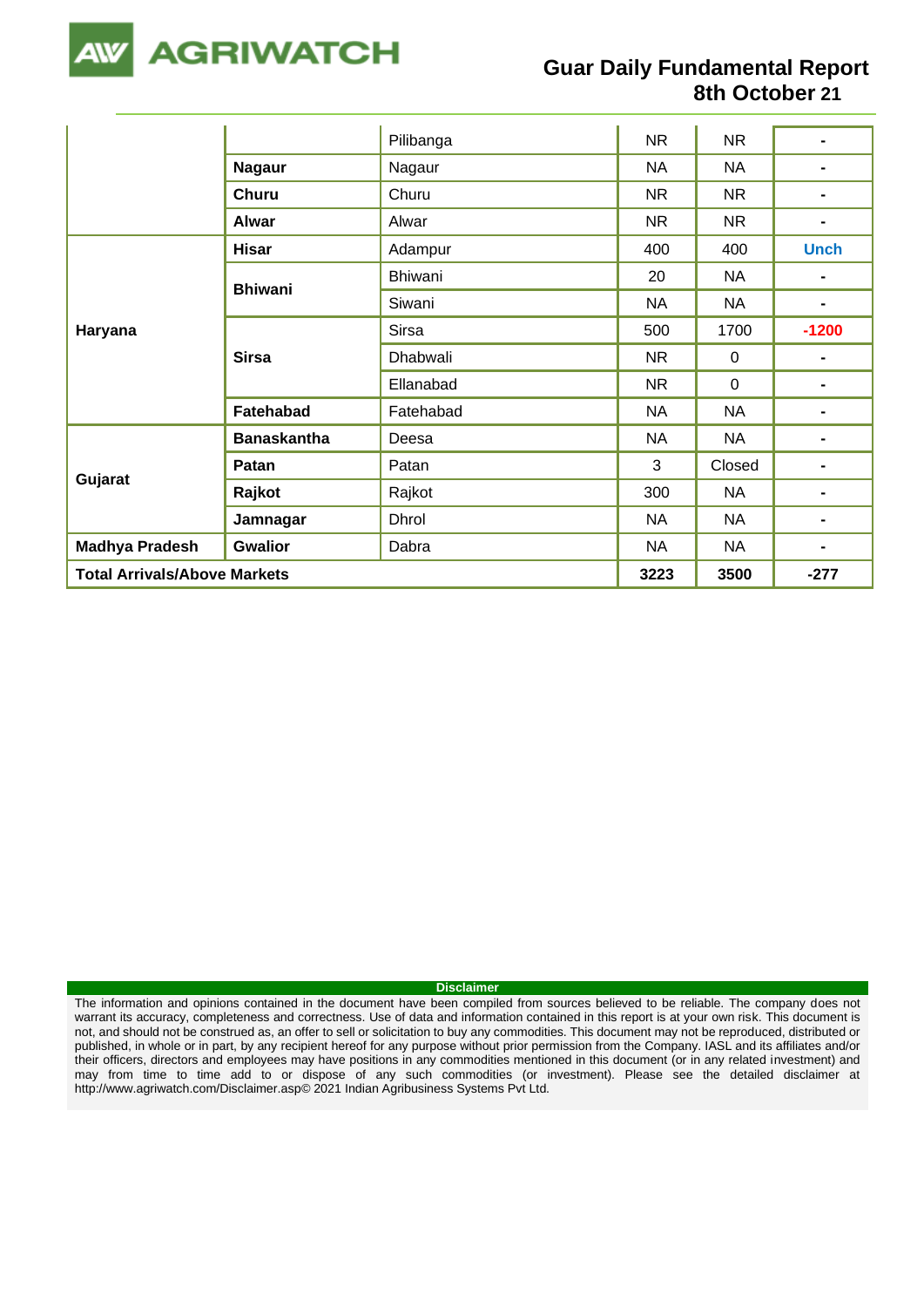| | | | | | |
|---|---|---|---|---|---|
| | | Pilibanga | NR | NR | - |
| | Nagaur | Nagaur | NA | NA | - |
| | Churu | Churu | NR | NR | - |
| | Alwar | Alwar | NR | NR | - |
| Haryana | Hisar | Adampur | 400 | 400 | Unch |
| | Bhiwani | Bhiwani | 20 | NA | - |
| | | Siwani | NA | NA | - |
| | Sirsa | Sirsa | 500 | 1700 | -1200 |
| | | Dhabwali | NR | 0 | - |
| | | Ellanabad | NR | 0 | - |
| | Fatehabad | Fatehabad | NA | NA | - |
| Gujarat | Banaskantha | Deesa | NA | NA | - |
| | Patan | Patan | 3 | Closed | - |
| | Rajkot | Rajkot | 300 | NA | - |
| | Jamnagar | Dhrol | NA | NA | - |
| Madhya Pradesh | Gwalior | Dabra | NA | NA | - |
| **Total Arrivals/Above Markets** | | | **3223** | **3500** | **-277** |

**Disclaimer**

The information and opinions contained in the document have been compiled from sources believed to be reliable. The company does not warrant its accuracy, completeness and correctness. Use of data and information contained in this report is at your own risk. This document is not, and should not be construed as, an offer to sell or solicitation to buy any commodities. This document may not be reproduced, distributed or published, in whole or in part, by any recipient hereof for any purpose without prior permission from the Company. IASL and its affiliates and/or their officers, directors and employees may have positions in any commodities mentioned in this document (or in any related investment) and may from time to time add to or dispose of any such commodities (or investment). Please see the detailed disclaimer at http://www.agriwatch.com/Disclaimer.asp© 2021 Indian Agribusiness Systems Pvt Ltd.